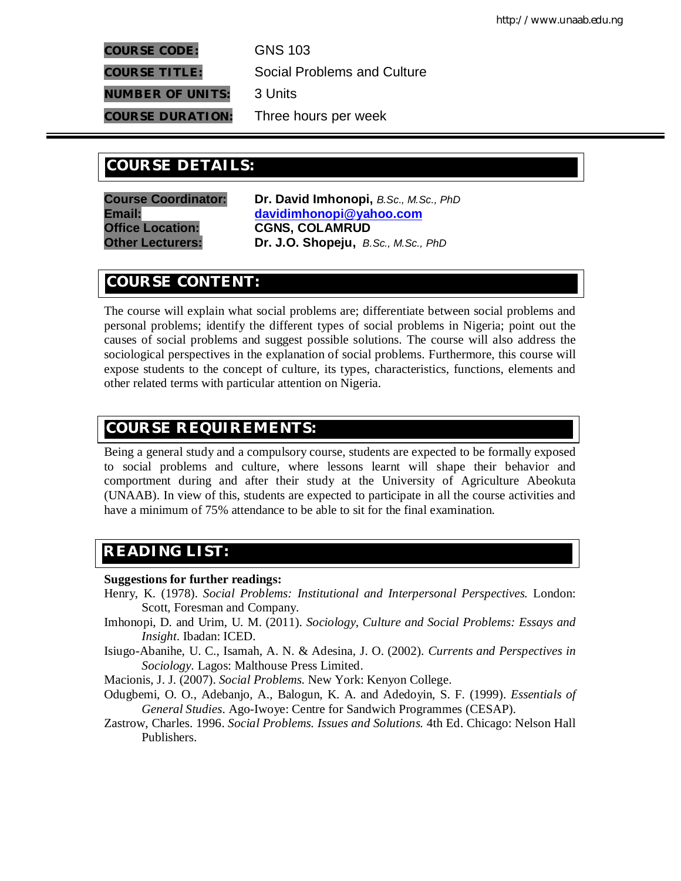**COURSE CODE:** GNS 103

**COURSE TITLE:** Social Problems and Culture

**NUMBER OF UNITS:** 3 Units

**COURSE DURATION:** Three hours per week

---

## COURSE DETAILS:

**Course Coordinator:** **Dr. David Imhonopi,** *B.Sc., M.Sc., PhD*
**Email:** **davidimhonopi@yahoo.com**
**Office Location:** **CGNS, COLAMRUD**
**Other Lecturers:** **Dr. J.O. Shopeju,** *B.Sc., M.Sc., PhD*

## COURSE CONTENT:

The course will explain what social problems are; differentiate between social problems and personal problems; identify the different types of social problems in Nigeria; point out the causes of social problems and suggest possible solutions. The course will also address the sociological perspectives in the explanation of social problems. Furthermore, this course will expose students to the concept of culture, its types, characteristics, functions, elements and other related terms with particular attention on Nigeria.

## COURSE REQUIREMENTS:

Being a general study and a compulsory course, students are expected to be formally exposed to social problems and culture, where lessons learnt will shape their behavior and comportment during and after their study at the University of Agriculture Abeokuta (UNAAB). In view of this, students are expected to participate in all the course activities and have a minimum of 75% attendance to be able to sit for the final examination.

## READING LIST:

**Suggestions for further readings:**

Henry, K. (1978). *Social Problems: Institutional and Interpersonal Perspectives.* London: Scott, Foresman and Company.

Imhonopi, D. and Urim, U. M. (2011). *Sociology, Culture and Social Problems: Essays and Insight*. Ibadan: ICED.

Isiugo-Abanihe, U. C., Isamah, A. N. & Adesina, J. O. (2002). *Currents and Perspectives in Sociology*. Lagos: Malthouse Press Limited.

Macionis, J. J. (2007). *Social Problems.* New York: Kenyon College.

Odugbemi, O. O., Adebanjo, A., Balogun, K. A. and Adedoyin, S. F. (1999). *Essentials of General Studies*. Ago-Iwoye: Centre for Sandwich Programmes (CESAP).

Zastrow, Charles. 1996. *Social Problems. Issues and Solutions.* 4th Ed. Chicago: Nelson Hall Publishers.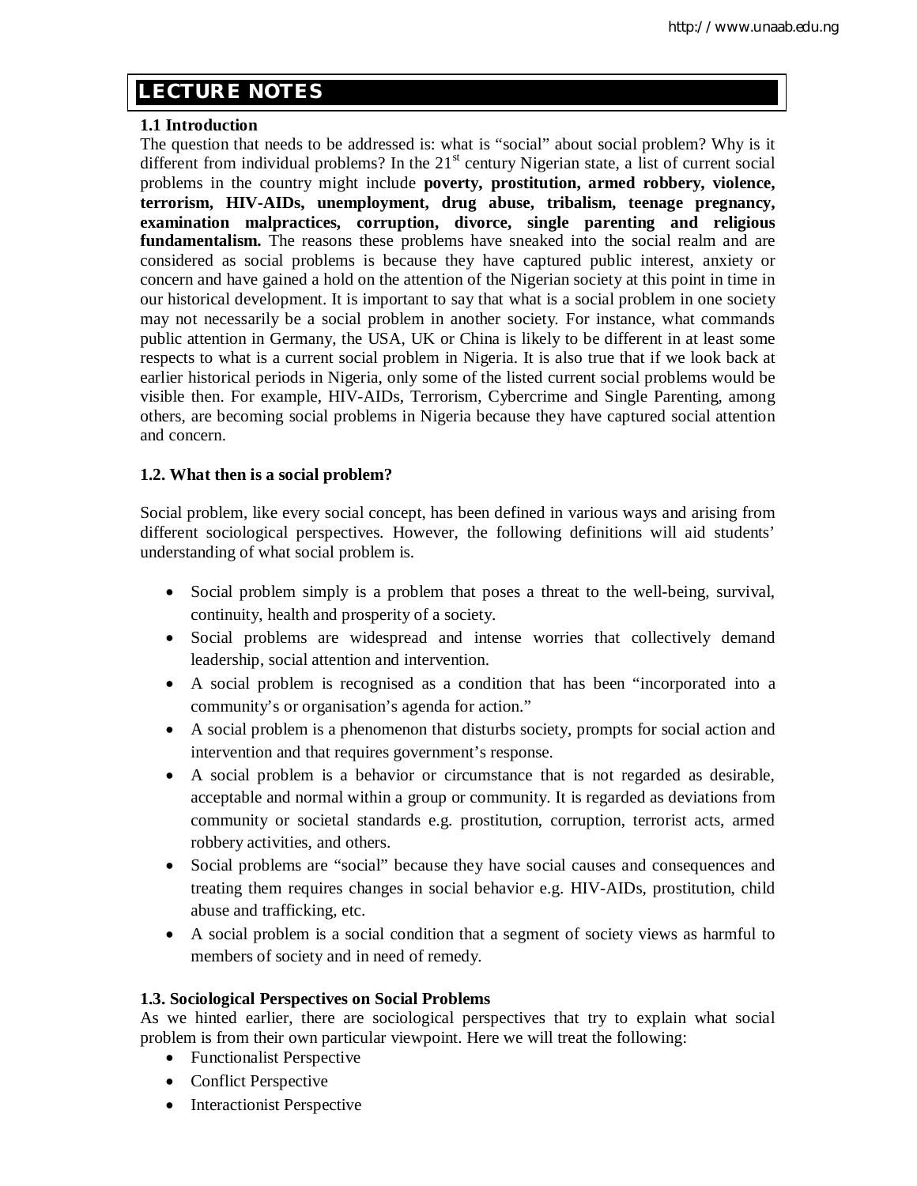## LECTURE NOTES

### 1.1 Introduction

The question that needs to be addressed is: what is "social" about social problem? Why is it different from individual problems? In the 21st century Nigerian state, a list of current social problems in the country might include **poverty, prostitution, armed robbery, violence, terrorism, HIV-AIDs, unemployment, drug abuse, tribalism, teenage pregnancy, examination malpractices, corruption, divorce, single parenting and religious fundamentalism.** The reasons these problems have sneaked into the social realm and are considered as social problems is because they have captured public interest, anxiety or concern and have gained a hold on the attention of the Nigerian society at this point in time in our historical development. It is important to say that what is a social problem in one society may not necessarily be a social problem in another society. For instance, what commands public attention in Germany, the USA, UK or China is likely to be different in at least some respects to what is a current social problem in Nigeria. It is also true that if we look back at earlier historical periods in Nigeria, only some of the listed current social problems would be visible then. For example, HIV-AIDs, Terrorism, Cybercrime and Single Parenting, among others, are becoming social problems in Nigeria because they have captured social attention and concern.

### 1.2. What then is a social problem?

Social problem, like every social concept, has been defined in various ways and arising from different sociological perspectives. However, the following definitions will aid students' understanding of what social problem is.

- Social problem simply is a problem that poses a threat to the well-being, survival, continuity, health and prosperity of a society.
- Social problems are widespread and intense worries that collectively demand leadership, social attention and intervention.
- A social problem is recognised as a condition that has been "incorporated into a community's or organisation's agenda for action."
- A social problem is a phenomenon that disturbs society, prompts for social action and intervention and that requires government's response.
- A social problem is a behavior or circumstance that is not regarded as desirable, acceptable and normal within a group or community. It is regarded as deviations from community or societal standards e.g. prostitution, corruption, terrorist acts, armed robbery activities, and others.
- Social problems are "social" because they have social causes and consequences and treating them requires changes in social behavior e.g. HIV-AIDs, prostitution, child abuse and trafficking, etc.
- A social problem is a social condition that a segment of society views as harmful to members of society and in need of remedy.

### 1.3. Sociological Perspectives on Social Problems

As we hinted earlier, there are sociological perspectives that try to explain what social problem is from their own particular viewpoint. Here we will treat the following:

- Functionalist Perspective
- Conflict Perspective
- Interactionist Perspective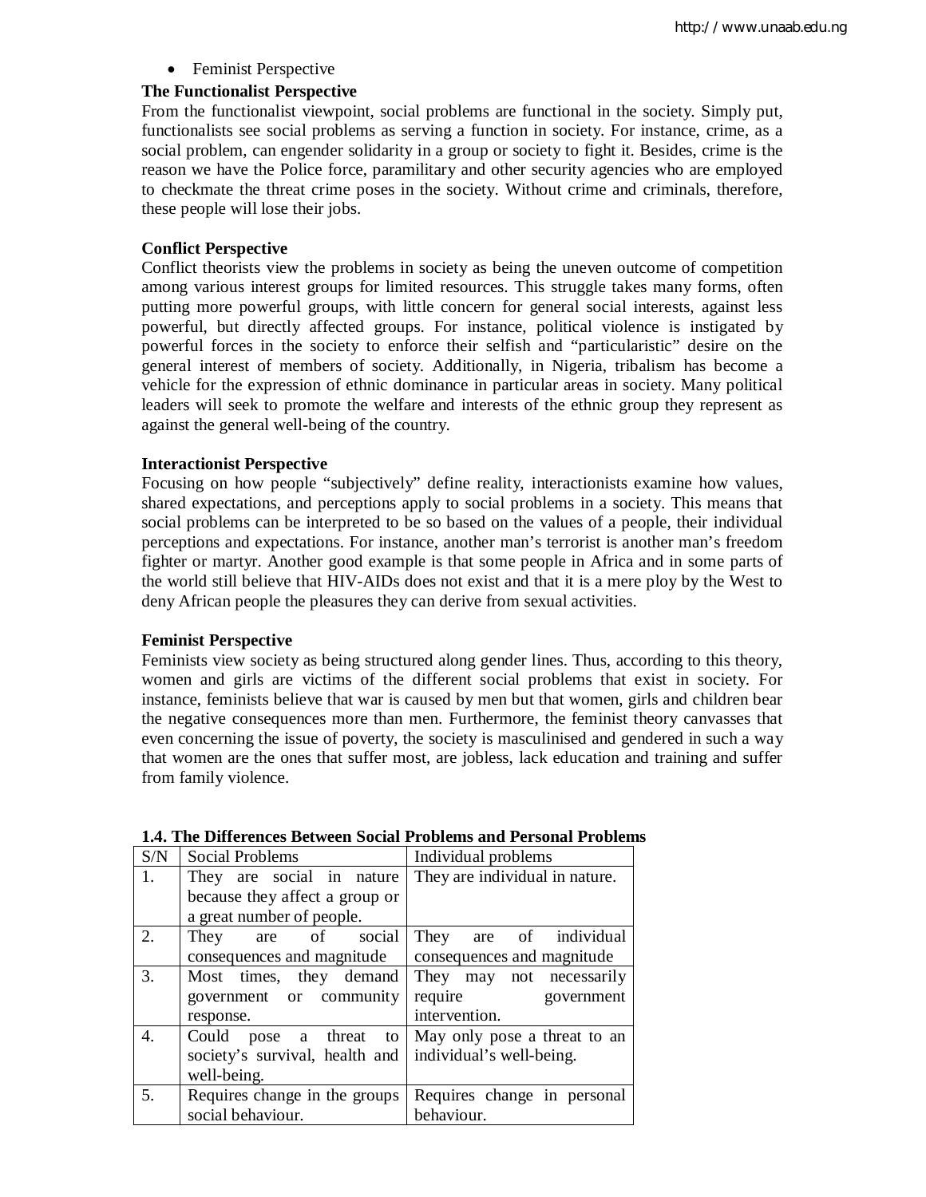- Feminist Perspective

### The Functionalist Perspective

From the functionalist viewpoint, social problems are functional in the society. Simply put, functionalists see social problems as serving a function in society. For instance, crime, as a social problem, can engender solidarity in a group or society to fight it. Besides, crime is the reason we have the Police force, paramilitary and other security agencies who are employed to checkmate the threat crime poses in the society. Without crime and criminals, therefore, these people will lose their jobs.

### Conflict Perspective

Conflict theorists view the problems in society as being the uneven outcome of competition among various interest groups for limited resources. This struggle takes many forms, often putting more powerful groups, with little concern for general social interests, against less powerful, but directly affected groups. For instance, political violence is instigated by powerful forces in the society to enforce their selfish and "particularistic" desire on the general interest of members of society. Additionally, in Nigeria, tribalism has become a vehicle for the expression of ethnic dominance in particular areas in society. Many political leaders will seek to promote the welfare and interests of the ethnic group they represent as against the general well-being of the country.

### Interactionist Perspective

Focusing on how people "subjectively" define reality, interactionists examine how values, shared expectations, and perceptions apply to social problems in a society. This means that social problems can be interpreted to be so based on the values of a people, their individual perceptions and expectations. For instance, another man's terrorist is another man's freedom fighter or martyr. Another good example is that some people in Africa and in some parts of the world still believe that HIV-AIDs does not exist and that it is a mere ploy by the West to deny African people the pleasures they can derive from sexual activities.

### Feminist Perspective

Feminists view society as being structured along gender lines. Thus, according to this theory, women and girls are victims of the different social problems that exist in society. For instance, feminists believe that war is caused by men but that women, girls and children bear the negative consequences more than men. Furthermore, the feminist theory canvasses that even concerning the issue of poverty, the society is masculinised and gendered in such a way that women are the ones that suffer most, are jobless, lack education and training and suffer from family violence.

### 1.4. The Differences Between Social Problems and Personal Problems

| S/N | Social Problems | Individual problems |
|---|---|---|
| 1. | They are social in nature because they affect a group or a great number of people. | They are individual in nature. |
| 2. | They are of social consequences and magnitude | They are of individual consequences and magnitude |
| 3. | Most times, they demand government or community response. | They may not necessarily require government intervention. |
| 4. | Could pose a threat to society's survival, health and well-being. | May only pose a threat to an individual's well-being. |
| 5. | Requires change in the groups social behaviour. | Requires change in personal behaviour. |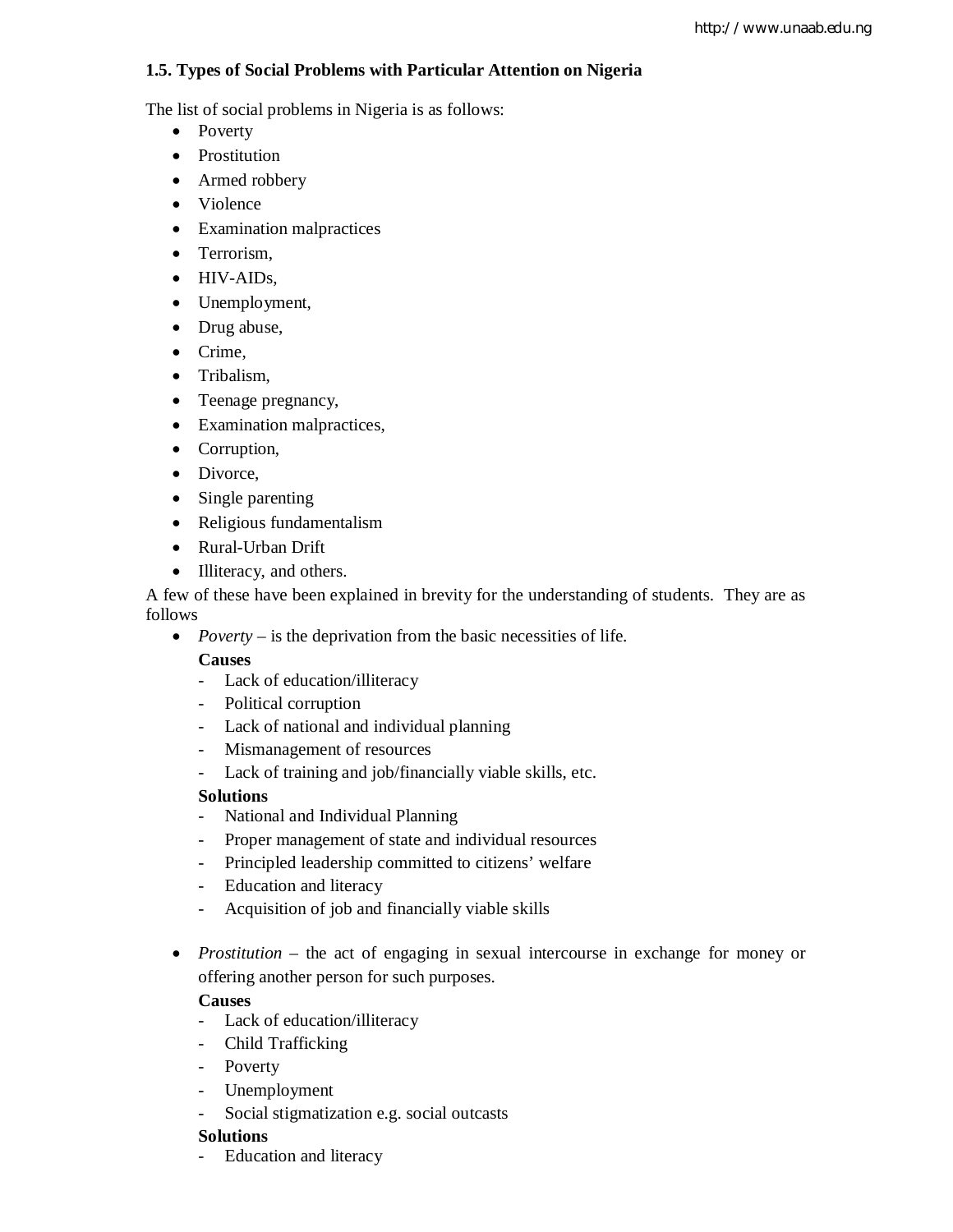### 1.5. Types of Social Problems with Particular Attention on Nigeria

The list of social problems in Nigeria is as follows:

- Poverty
- Prostitution
- Armed robbery
- Violence
- Examination malpractices
- Terrorism,
- HIV-AIDs,
- Unemployment,
- Drug abuse,
- Crime,
- Tribalism,
- Teenage pregnancy,
- Examination malpractices,
- Corruption,
- Divorce,
- Single parenting
- Religious fundamentalism
- Rural-Urban Drift
- Illiteracy, and others.

A few of these have been explained in brevity for the understanding of students. They are as follows

- *Poverty* – is the deprivation from the basic necessities of life.

  **Causes**
  - Lack of education/illiteracy
  - Political corruption
  - Lack of national and individual planning
  - Mismanagement of resources
  - Lack of training and job/financially viable skills, etc.

  **Solutions**
  - National and Individual Planning
  - Proper management of state and individual resources
  - Principled leadership committed to citizens' welfare
  - Education and literacy
  - Acquisition of job and financially viable skills

- *Prostitution* – the act of engaging in sexual intercourse in exchange for money or offering another person for such purposes.

  **Causes**
  - Lack of education/illiteracy
  - Child Trafficking
  - Poverty
  - Unemployment
  - Social stigmatization e.g. social outcasts

  **Solutions**
  - Education and literacy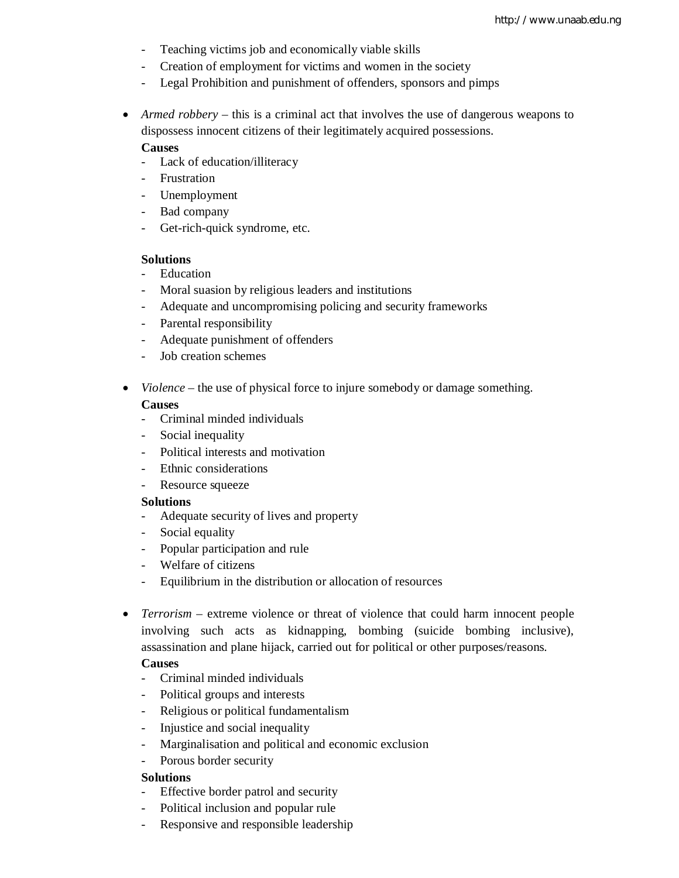- Teaching victims job and economically viable skills
- Creation of employment for victims and women in the society
- Legal Prohibition and punishment of offenders, sponsors and pimps

- *Armed robbery* – this is a criminal act that involves the use of dangerous weapons to dispossess innocent citizens of their legitimately acquired possessions.

  **Causes**
  - Lack of education/illiteracy
  - Frustration
  - Unemployment
  - Bad company
  - Get-rich-quick syndrome, etc.

  **Solutions**
  - Education
  - Moral suasion by religious leaders and institutions
  - Adequate and uncompromising policing and security frameworks
  - Parental responsibility
  - Adequate punishment of offenders
  - Job creation schemes

- *Violence* – the use of physical force to injure somebody or damage something.

  **Causes**
  - Criminal minded individuals
  - Social inequality
  - Political interests and motivation
  - Ethnic considerations
  - Resource squeeze

  **Solutions**
  - Adequate security of lives and property
  - Social equality
  - Popular participation and rule
  - Welfare of citizens
  - Equilibrium in the distribution or allocation of resources

- *Terrorism* – extreme violence or threat of violence that could harm innocent people involving such acts as kidnapping, bombing (suicide bombing inclusive), assassination and plane hijack, carried out for political or other purposes/reasons.

  **Causes**
  - Criminal minded individuals
  - Political groups and interests
  - Religious or political fundamentalism
  - Injustice and social inequality
  - Marginalisation and political and economic exclusion
  - Porous border security

  **Solutions**
  - Effective border patrol and security
  - Political inclusion and popular rule
  - Responsive and responsible leadership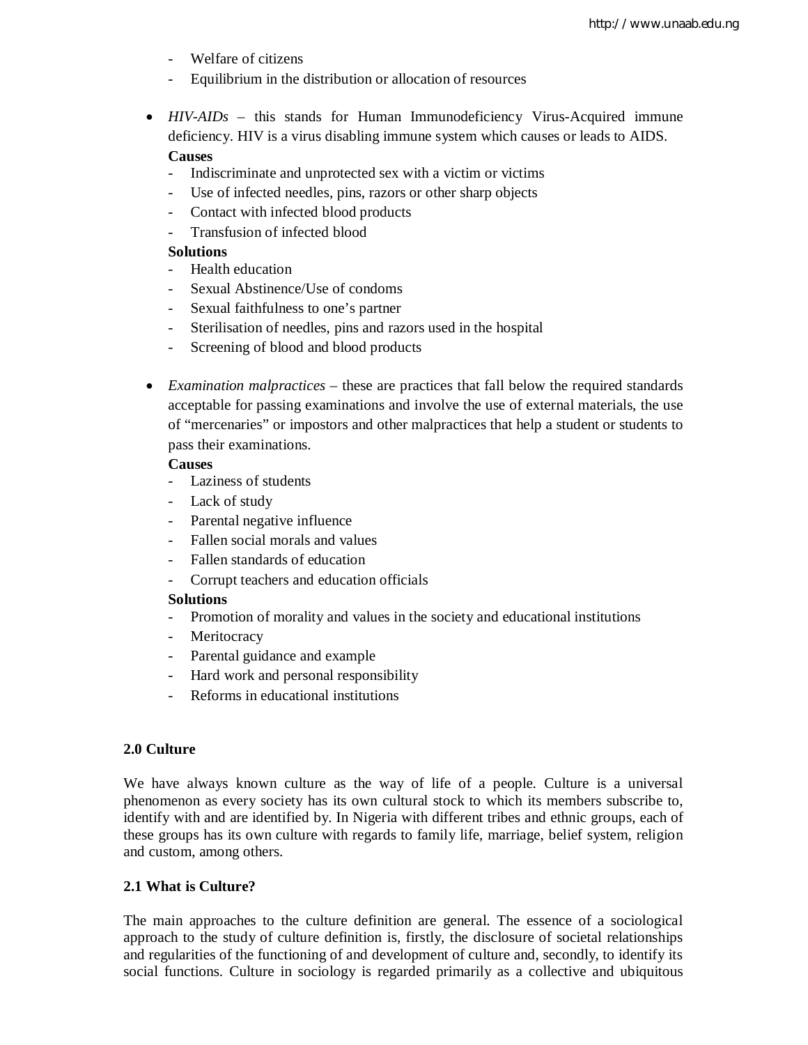- Welfare of citizens
- Equilibrium in the distribution or allocation of resources

- *HIV-AIDs* – this stands for Human Immunodeficiency Virus-Acquired immune deficiency. HIV is a virus disabling immune system which causes or leads to AIDS.

  **Causes**
  - Indiscriminate and unprotected sex with a victim or victims
  - Use of infected needles, pins, razors or other sharp objects
  - Contact with infected blood products
  - Transfusion of infected blood

  **Solutions**
  - Health education
  - Sexual Abstinence/Use of condoms
  - Sexual faithfulness to one's partner
  - Sterilisation of needles, pins and razors used in the hospital
  - Screening of blood and blood products

- *Examination malpractices* – these are practices that fall below the required standards acceptable for passing examinations and involve the use of external materials, the use of "mercenaries" or impostors and other malpractices that help a student or students to pass their examinations.

  **Causes**
  - Laziness of students
  - Lack of study
  - Parental negative influence
  - Fallen social morals and values
  - Fallen standards of education
  - Corrupt teachers and education officials

  **Solutions**
  - Promotion of morality and values in the society and educational institutions
  - Meritocracy
  - Parental guidance and example
  - Hard work and personal responsibility
  - Reforms in educational institutions

## 2.0 Culture

We have always known culture as the way of life of a people. Culture is a universal phenomenon as every society has its own cultural stock to which its members subscribe to, identify with and are identified by. In Nigeria with different tribes and ethnic groups, each of these groups has its own culture with regards to family life, marriage, belief system, religion and custom, among others.

### 2.1 What is Culture?

The main approaches to the culture definition are general. The essence of a sociological approach to the study of culture definition is, firstly, the disclosure of societal relationships and regularities of the functioning of and development of culture and, secondly, to identify its social functions. Culture in sociology is regarded primarily as a collective and ubiquitous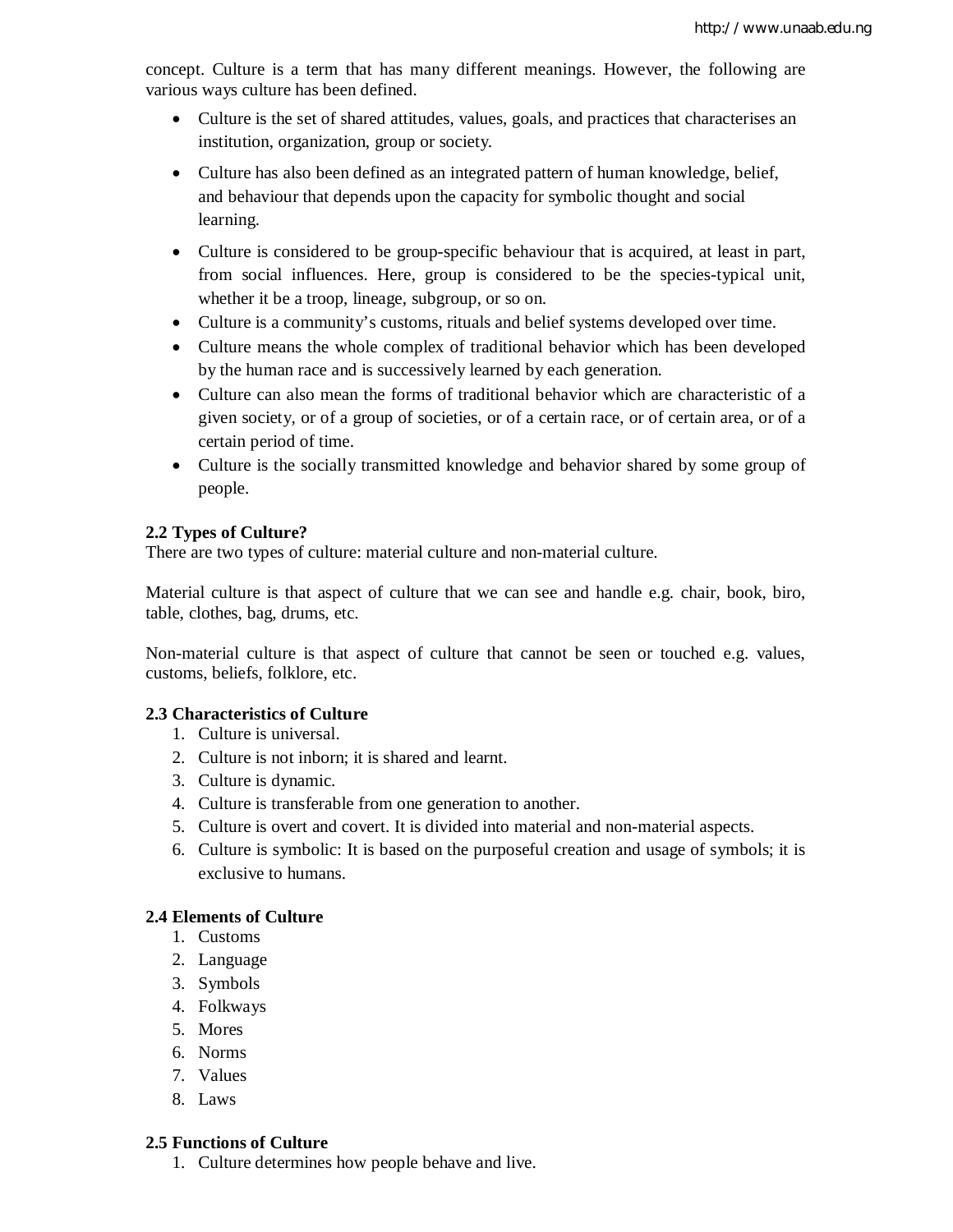concept. Culture is a term that has many different meanings. However, the following are various ways culture has been defined.

- Culture is the set of shared attitudes, values, goals, and practices that characterises an institution, organization, group or society.
- Culture has also been defined as an integrated pattern of human knowledge, belief, and behaviour that depends upon the capacity for symbolic thought and social learning.
- Culture is considered to be group-specific behaviour that is acquired, at least in part, from social influences. Here, group is considered to be the species-typical unit, whether it be a troop, lineage, subgroup, or so on.
- Culture is a community's customs, rituals and belief systems developed over time.
- Culture means the whole complex of traditional behavior which has been developed by the human race and is successively learned by each generation.
- Culture can also mean the forms of traditional behavior which are characteristic of a given society, or of a group of societies, or of a certain race, or of certain area, or of a certain period of time.
- Culture is the socially transmitted knowledge and behavior shared by some group of people.

### 2.2 Types of Culture?

There are two types of culture: material culture and non-material culture.

Material culture is that aspect of culture that we can see and handle e.g. chair, book, biro, table, clothes, bag, drums, etc.

Non-material culture is that aspect of culture that cannot be seen or touched e.g. values, customs, beliefs, folklore, etc.

### 2.3 Characteristics of Culture

1. Culture is universal.
2. Culture is not inborn; it is shared and learnt.
3. Culture is dynamic.
4. Culture is transferable from one generation to another.
5. Culture is overt and covert. It is divided into material and non-material aspects.
6. Culture is symbolic: It is based on the purposeful creation and usage of symbols; it is exclusive to humans.

### 2.4 Elements of Culture

1. Customs
2. Language
3. Symbols
4. Folkways
5. Mores
6. Norms
7. Values
8. Laws

### 2.5 Functions of Culture

1. Culture determines how people behave and live.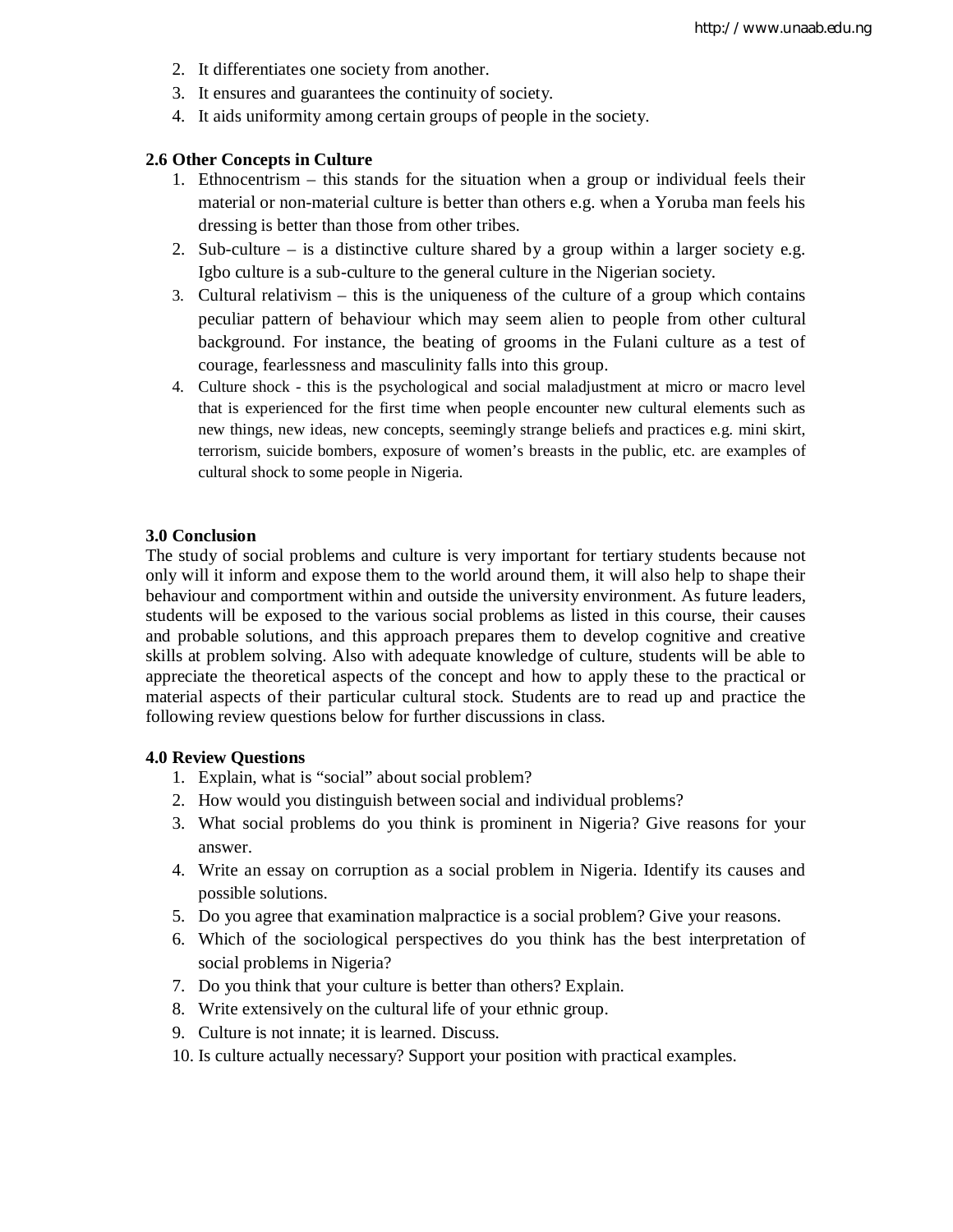2. It differentiates one society from another.
3. It ensures and guarantees the continuity of society.
4. It aids uniformity among certain groups of people in the society.

### 2.6 Other Concepts in Culture

1. Ethnocentrism – this stands for the situation when a group or individual feels their material or non-material culture is better than others e.g. when a Yoruba man feels his dressing is better than those from other tribes.
2. Sub-culture – is a distinctive culture shared by a group within a larger society e.g. Igbo culture is a sub-culture to the general culture in the Nigerian society.
3. Cultural relativism – this is the uniqueness of the culture of a group which contains peculiar pattern of behaviour which may seem alien to people from other cultural background. For instance, the beating of grooms in the Fulani culture as a test of courage, fearlessness and masculinity falls into this group.
4. Culture shock - this is the psychological and social maladjustment at micro or macro level that is experienced for the first time when people encounter new cultural elements such as new things, new ideas, new concepts, seemingly strange beliefs and practices e.g. mini skirt, terrorism, suicide bombers, exposure of women's breasts in the public, etc. are examples of cultural shock to some people in Nigeria.

## 3.0 Conclusion

The study of social problems and culture is very important for tertiary students because not only will it inform and expose them to the world around them, it will also help to shape their behaviour and comportment within and outside the university environment. As future leaders, students will be exposed to the various social problems as listed in this course, their causes and probable solutions, and this approach prepares them to develop cognitive and creative skills at problem solving. Also with adequate knowledge of culture, students will be able to appreciate the theoretical aspects of the concept and how to apply these to the practical or material aspects of their particular cultural stock. Students are to read up and practice the following review questions below for further discussions in class.

## 4.0 Review Questions

1. Explain, what is "social" about social problem?
2. How would you distinguish between social and individual problems?
3. What social problems do you think is prominent in Nigeria? Give reasons for your answer.
4. Write an essay on corruption as a social problem in Nigeria. Identify its causes and possible solutions.
5. Do you agree that examination malpractice is a social problem? Give your reasons.
6. Which of the sociological perspectives do you think has the best interpretation of social problems in Nigeria?
7. Do you think that your culture is better than others? Explain.
8. Write extensively on the cultural life of your ethnic group.
9. Culture is not innate; it is learned. Discuss.
10. Is culture actually necessary? Support your position with practical examples.